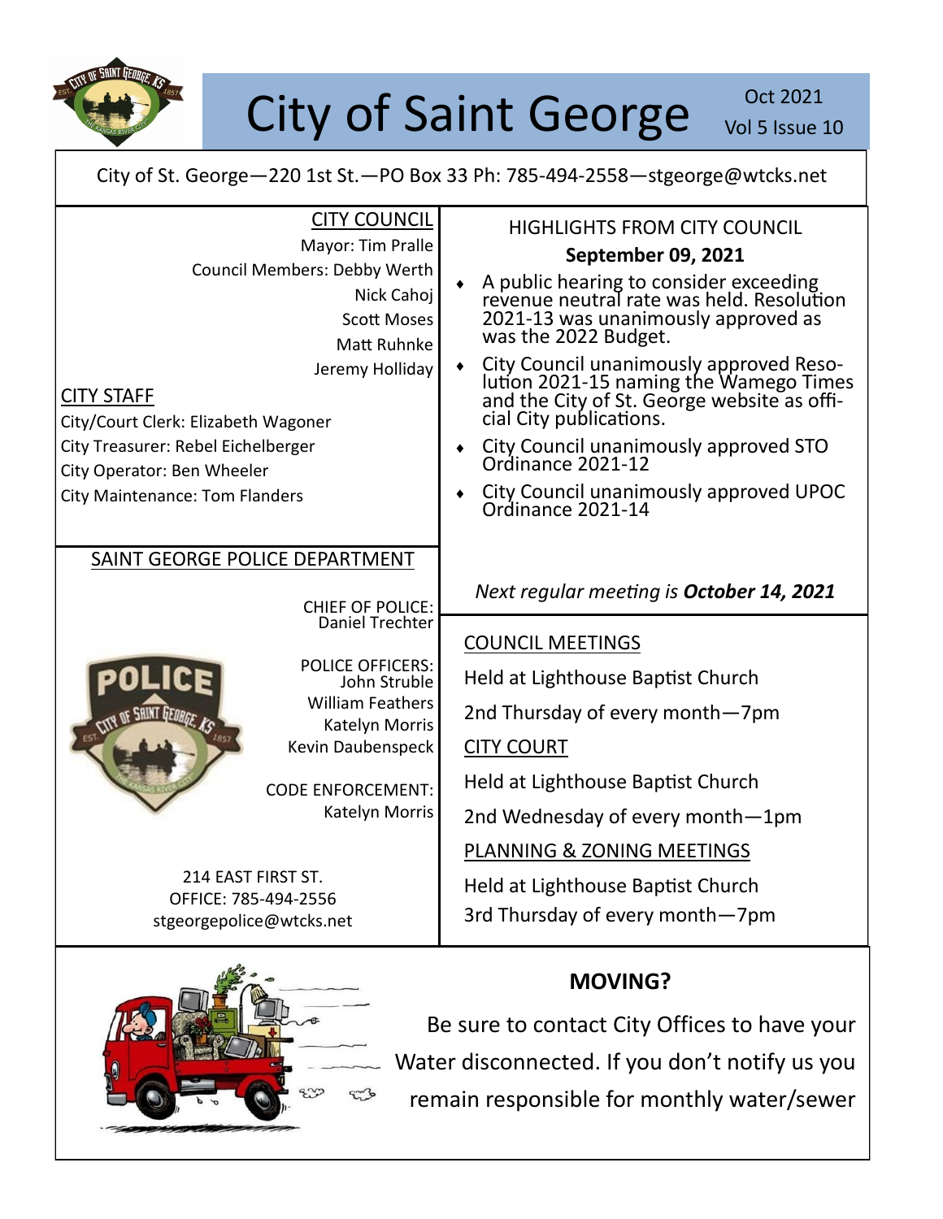# City of Saint George

Oct 2021
Vol 5 Issue 10

City of St. George—220 1st St.—PO Box 33 Ph: 785-494-2558—stgeorge@wtcks.net

## CITY COUNCIL

Mayor: Tim Pralle

Council Members: Debby Werth
Nick Cahoj
Scott Moses
Matt Ruhnke
Jeremy Holliday

## CITY STAFF

City/Court Clerk: Elizabeth Wagoner
City Treasurer: Rebel Eichelberger
City Operator: Ben Wheeler
City Maintenance: Tom Flanders

## SAINT GEORGE POLICE DEPARTMENT

CHIEF OF POLICE:
Daniel Trechter

POLICE OFFICERS:
John Struble
William Feathers
Katelyn Morris
Kevin Daubenspeck

CODE ENFORCEMENT:
Katelyn Morris

214 EAST FIRST ST.
OFFICE: 785-494-2556
stgeorgepolice@wtcks.net

## HIGHLIGHTS FROM CITY COUNCIL

**September 09, 2021**

- A public hearing to consider exceeding revenue neutral rate was held. Resolution 2021-13 was unanimously approved as was the 2022 Budget.
- City Council unanimously approved Resolution 2021-15 naming the Wamego Times and the City of St. George website as official City publications.
- City Council unanimously approved STO Ordinance 2021-12
- City Council unanimously approved UPOC Ordinance 2021-14

*Next regular meeting is **October 14, 2021***

## COUNCIL MEETINGS

Held at Lighthouse Baptist Church
2nd Thursday of every month—7pm

## CITY COURT

Held at Lighthouse Baptist Church
2nd Wednesday of every month—1pm

## PLANNING & ZONING MEETINGS

Held at Lighthouse Baptist Church
3rd Thursday of every month—7pm

## MOVING?

Be sure to contact City Offices to have your Water disconnected. If you don't notify us you remain responsible for monthly water/sewer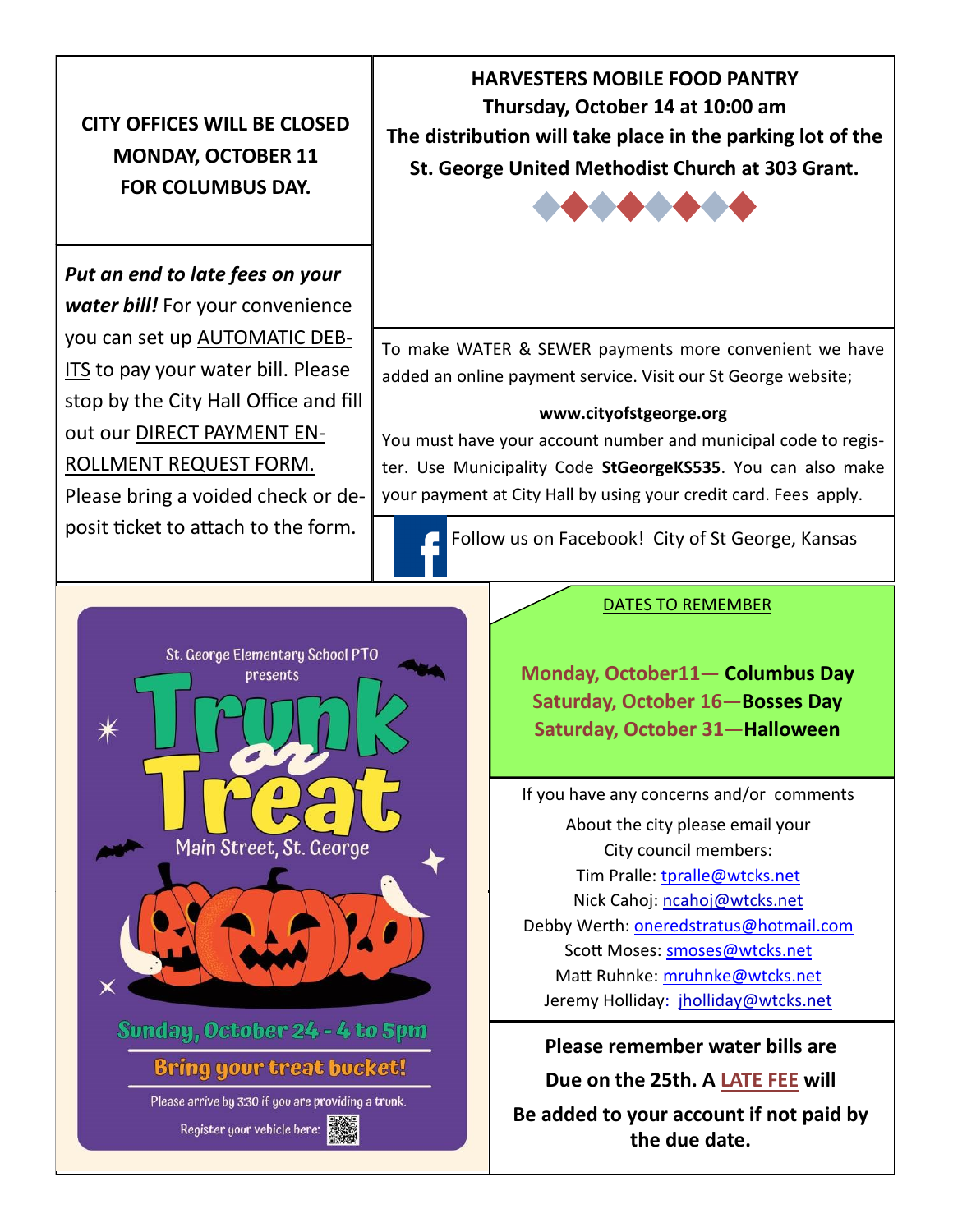**CITY OFFICES WILL BE CLOSED MONDAY, OCTOBER 11 FOR COLUMBUS DAY.**

**HARVESTERS MOBILE FOOD PANTRY**
**Thursday, October 14 at 10:00 am**
**The distribution will take place in the parking lot of the St. George United Methodist Church at 303 Grant.**

***Put an end to late fees on your water bill!*** For your convenience you can set up AUTOMATIC DEBITS to pay your water bill. Please stop by the City Hall Office and fill out our DIRECT PAYMENT ENROLLMENT REQUEST FORM. Please bring a voided check or deposit ticket to attach to the form.

To make WATER & SEWER payments more convenient we have added an online payment service. Visit our St George website;

**www.cityofstgeorge.org**

You must have your account number and municipal code to register. Use Municipality Code **StGeorgeKS535**. You can also make your payment at City Hall by using your credit card. Fees apply.

Follow us on Facebook! City of St George, Kansas

St. George Elementary School PTO presents

**Trunk or Treat**

Main Street, St. George

**Sunday, October 24 - 4 to 5pm**

**Bring your treat bucket!**

Please arrive by 3:30 if you are providing a trunk.

Register your vehicle here:

DATES TO REMEMBER

**Monday, October11— Columbus Day**
**Saturday, October 16—Bosses Day**
**Saturday, October 31—Halloween**

If you have any concerns and/or comments About the city please email your City council members:

Tim Pralle: tpralle@wtcks.net
Nick Cahoj: ncahoj@wtcks.net
Debby Werth: oneredstratus@hotmail.com
Scott Moses: smoses@wtcks.net
Matt Ruhnke: mruhnke@wtcks.net
Jeremy Holliday: jholliday@wtcks.net

**Please remember water bills are Due on the 25th. A LATE FEE will Be added to your account if not paid by the due date.**